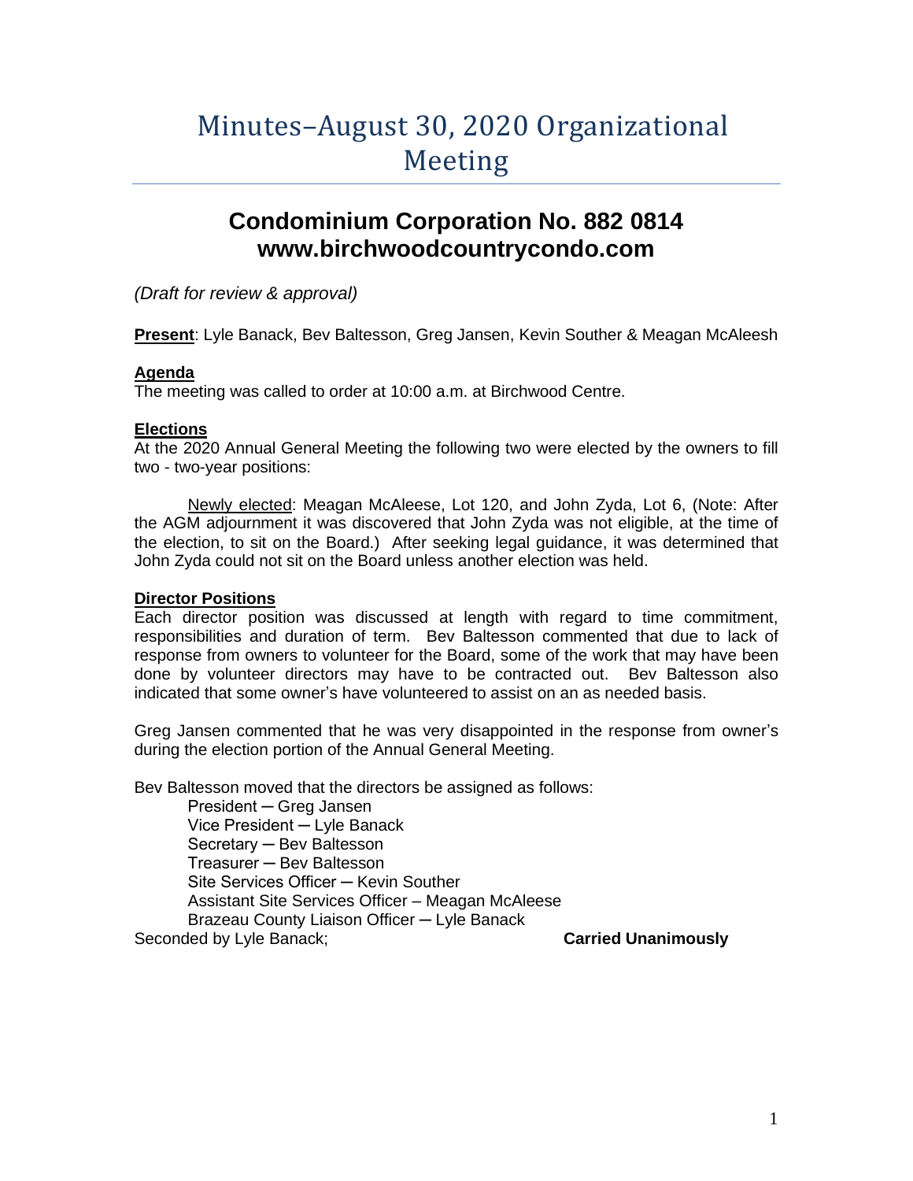# Minutes–August 30, 2020 Organizational Meeting

## Condominium Corporation No. 882 0814
## www.birchwoodcountrycondo.com

*(Draft for review & approval)*

**Present**: Lyle Banack, Bev Baltesson, Greg Jansen, Kevin Souther & Meagan McAleesh

**Agenda**

The meeting was called to order at 10:00 a.m. at Birchwood Centre.

**Elections**

At the 2020 Annual General Meeting the following two were elected by the owners to fill two - two-year positions:

Newly elected: Meagan McAleese, Lot 120, and John Zyda, Lot 6, (Note: After the AGM adjournment it was discovered that John Zyda was not eligible, at the time of the election, to sit on the Board.) After seeking legal guidance, it was determined that John Zyda could not sit on the Board unless another election was held.

**Director Positions**

Each director position was discussed at length with regard to time commitment, responsibilities and duration of term. Bev Baltesson commented that due to lack of response from owners to volunteer for the Board, some of the work that may have been done by volunteer directors may have to be contracted out. Bev Baltesson also indicated that some owner's have volunteered to assist on an as needed basis.

Greg Jansen commented that he was very disappointed in the response from owner's during the election portion of the Annual General Meeting.

Bev Baltesson moved that the directors be assigned as follows:

- President ─ Greg Jansen
- Vice President ─ Lyle Banack
- Secretary ─ Bev Baltesson
- Treasurer ─ Bev Baltesson
- Site Services Officer ─ Kevin Souther
- Assistant Site Services Officer – Meagan McAleese
- Brazeau County Liaison Officer ─ Lyle Banack

Seconded by Lyle Banack; **Carried Unanimously**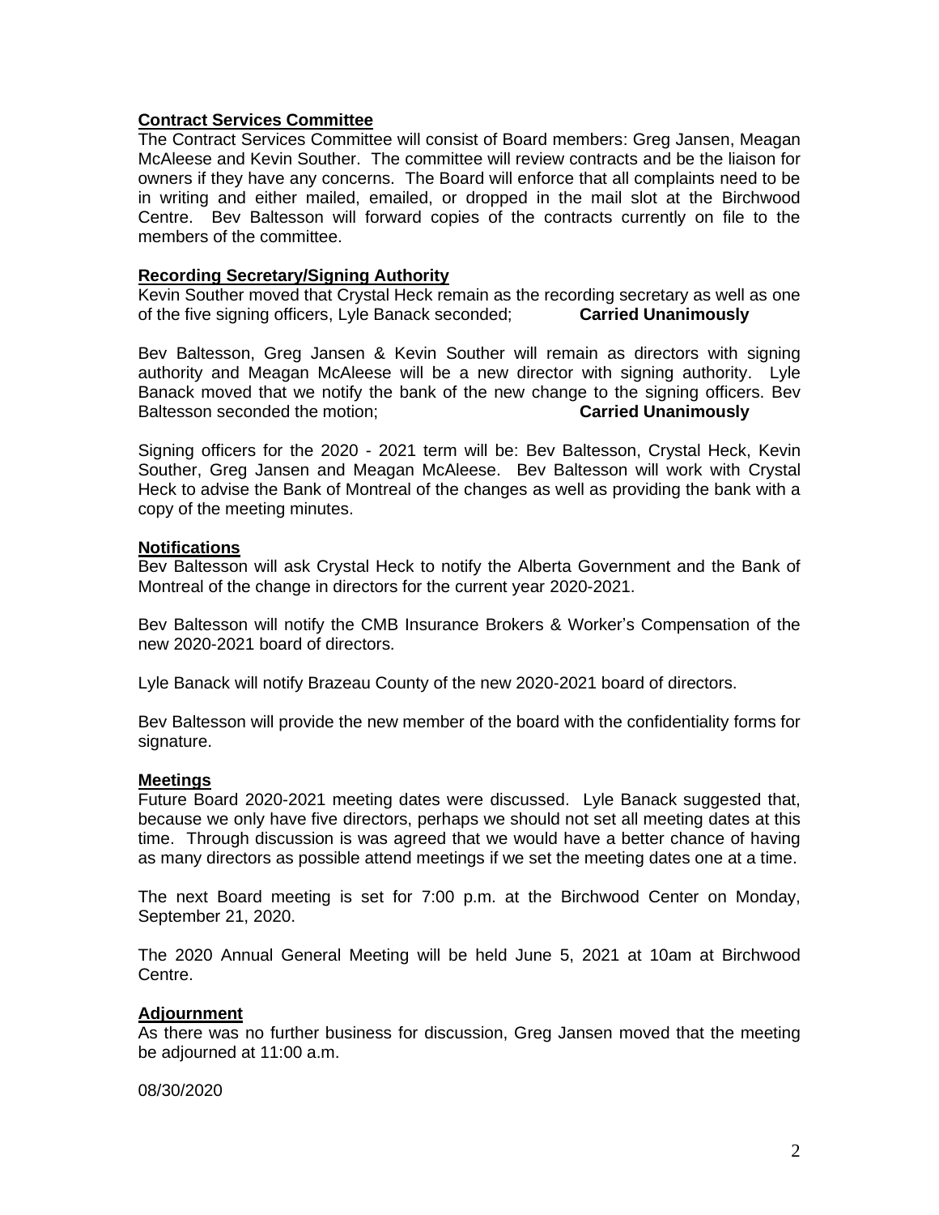**Contract Services Committee**

The Contract Services Committee will consist of Board members: Greg Jansen, Meagan McAleese and Kevin Souther. The committee will review contracts and be the liaison for owners if they have any concerns. The Board will enforce that all complaints need to be in writing and either mailed, emailed, or dropped in the mail slot at the Birchwood Centre. Bev Baltesson will forward copies of the contracts currently on file to the members of the committee.

**Recording Secretary/Signing Authority**

Kevin Souther moved that Crystal Heck remain as the recording secretary as well as one of the five signing officers, Lyle Banack seconded; **Carried Unanimously**

Bev Baltesson, Greg Jansen & Kevin Souther will remain as directors with signing authority and Meagan McAleese will be a new director with signing authority. Lyle Banack moved that we notify the bank of the new change to the signing officers. Bev Baltesson seconded the motion; **Carried Unanimously**

Signing officers for the 2020 - 2021 term will be: Bev Baltesson, Crystal Heck, Kevin Souther, Greg Jansen and Meagan McAleese. Bev Baltesson will work with Crystal Heck to advise the Bank of Montreal of the changes as well as providing the bank with a copy of the meeting minutes.

**Notifications**

Bev Baltesson will ask Crystal Heck to notify the Alberta Government and the Bank of Montreal of the change in directors for the current year 2020-2021.

Bev Baltesson will notify the CMB Insurance Brokers & Worker's Compensation of the new 2020-2021 board of directors.

Lyle Banack will notify Brazeau County of the new 2020-2021 board of directors.

Bev Baltesson will provide the new member of the board with the confidentiality forms for signature.

**Meetings**

Future Board 2020-2021 meeting dates were discussed. Lyle Banack suggested that, because we only have five directors, perhaps we should not set all meeting dates at this time. Through discussion is was agreed that we would have a better chance of having as many directors as possible attend meetings if we set the meeting dates one at a time.

The next Board meeting is set for 7:00 p.m. at the Birchwood Center on Monday, September 21, 2020.

The 2020 Annual General Meeting will be held June 5, 2021 at 10am at Birchwood Centre.

**Adjournment**

As there was no further business for discussion, Greg Jansen moved that the meeting be adjourned at 11:00 a.m.

08/30/2020